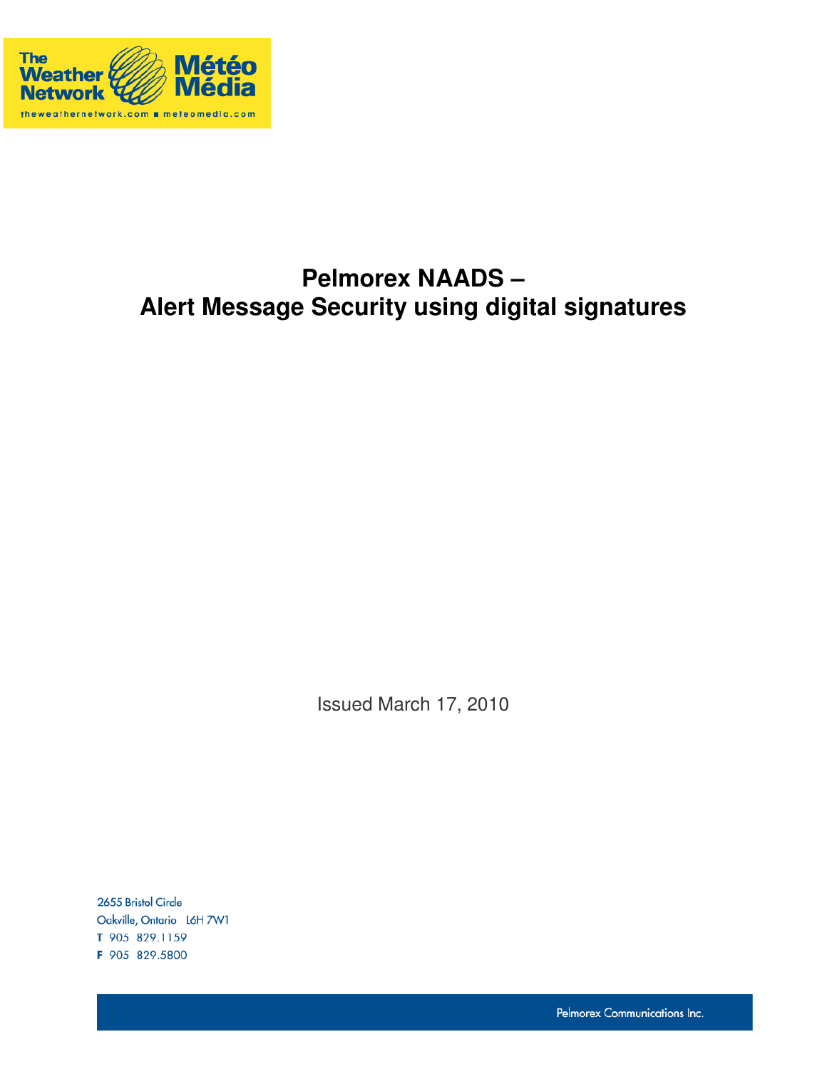The Weather Network Météo Média

theweathernetwork.com ■ meteomedia.com

# Pelmorex NAADS – Alert Message Security using digital signatures

Issued March 17, 2010

2655 Bristol Circle
Oakville, Ontario L6H 7W1
T 905 829.1159
F 905 829.5800

Pelmorex Communications Inc.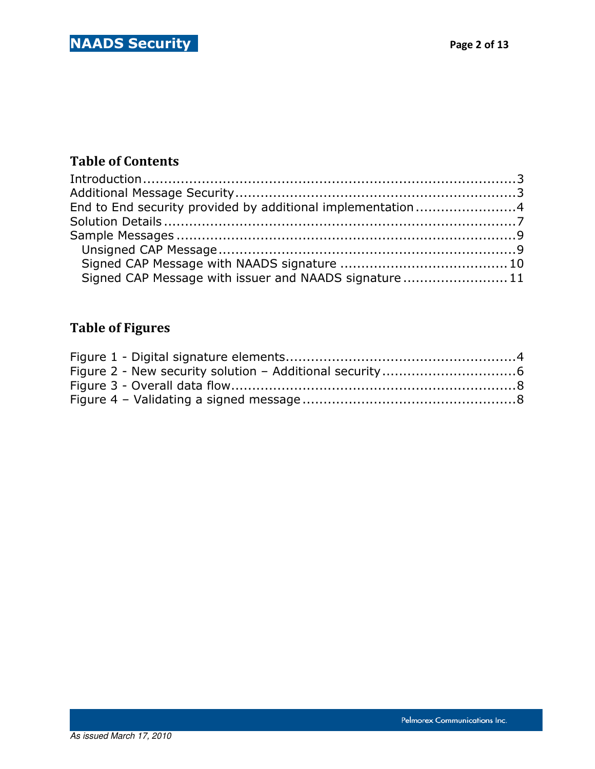## Table of Contents

Introduction....................................................................................3
Additional Message Security..............................................................3
End to End security provided by additional implementation.......................4
Solution Details.................................................................................7
Sample Messages..............................................................................9
  Unsigned CAP Message....................................................................9
  Signed CAP Message with NAADS signature .......................................10
  Signed CAP Message with issuer and NAADS signature.........................11

## Table of Figures

Figure 1 - Digital signature elements.....................................................4
Figure 2 - New security solution – Additional security...............................6
Figure 3 - Overall data flow.................................................................8
Figure 4 – Validating a signed message.................................................8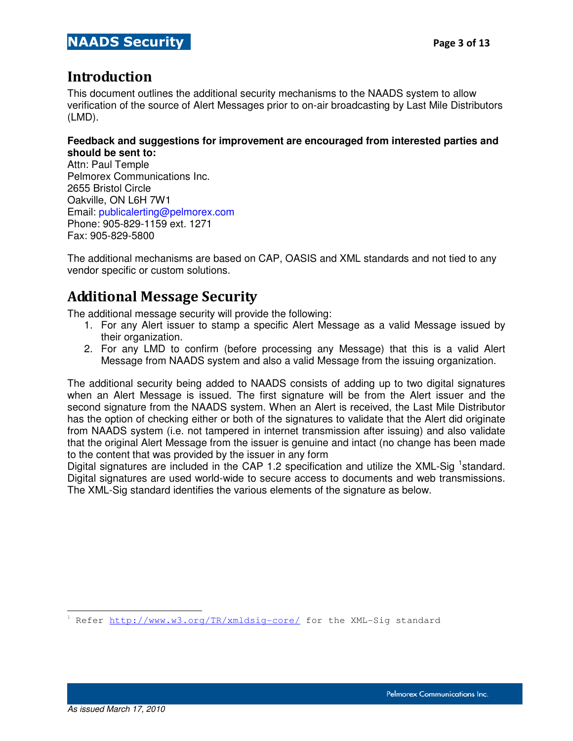# Introduction

This document outlines the additional security mechanisms to the NAADS system to allow verification of the source of Alert Messages prior to on-air broadcasting by Last Mile Distributors (LMD).

**Feedback and suggestions for improvement are encouraged from interested parties and should be sent to:**
Attn: Paul Temple
Pelmorex Communications Inc.
2655 Bristol Circle
Oakville, ON L6H 7W1
Email: publicalerting@pelmorex.com
Phone: 905-829-1159 ext. 1271
Fax: 905-829-5800

The additional mechanisms are based on CAP, OASIS and XML standards and not tied to any vendor specific or custom solutions.

# Additional Message Security

The additional message security will provide the following:

1. For any Alert issuer to stamp a specific Alert Message as a valid Message issued by their organization.
2. For any LMD to confirm (before processing any Message) that this is a valid Alert Message from NAADS system and also a valid Message from the issuing organization.

The additional security being added to NAADS consists of adding up to two digital signatures when an Alert Message is issued. The first signature will be from the Alert issuer and the second signature from the NAADS system. When an Alert is received, the Last Mile Distributor has the option of checking either or both of the signatures to validate that the Alert did originate from NAADS system (i.e. not tampered in internet transmission after issuing) and also validate that the original Alert Message from the issuer is genuine and intact (no change has been made to the content that was provided by the issuer in any form

Digital signatures are included in the CAP 1.2 specification and utilize the XML-Sig [1]standard. Digital signatures are used world-wide to secure access to documents and web transmissions. The XML-Sig standard identifies the various elements of the signature as below.

[1] Refer http://www.w3.org/TR/xmldsig-core/ for the XML-Sig standard

*As issued March 17, 2010*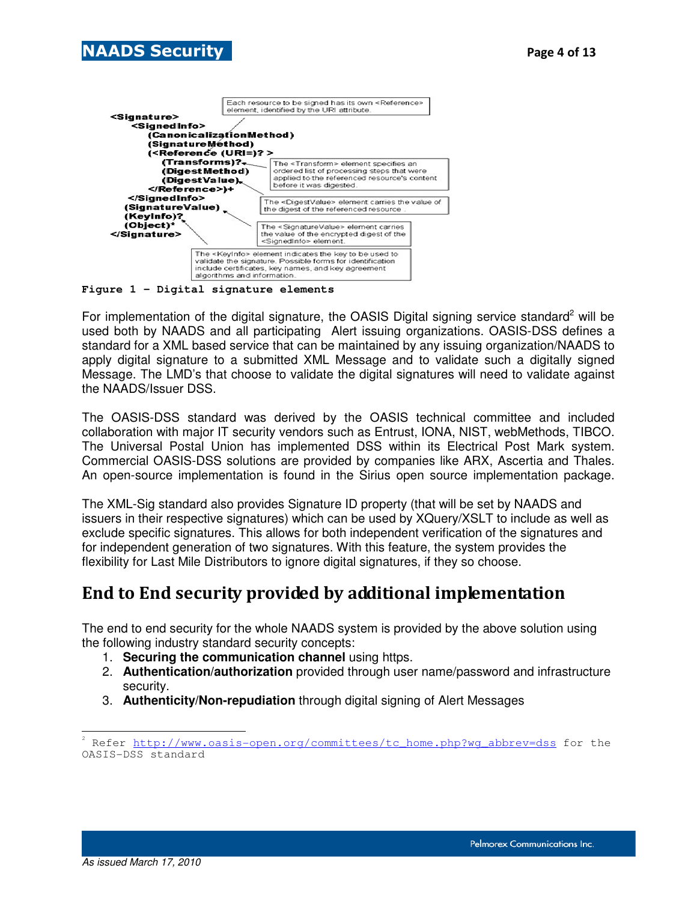```
<Signature>
   <SignedInfo>
      (CanonicalizationMethod)
      (SignatureMethod)
      (<Reference (URI=)? >
         (Transforms)?
         (DigestMethod)
         (DigestValue)
      </Reference>)+
   </SignedInfo>
   (SignatureValue)
   (KeyInfo)?
   (Object)*
</Signature>
```

Each resource to be signed has its own <Reference> element, identified by the URI attribute.

The <Transform> element specifies an ordered list of processing steps that were applied to the referenced resource's content before it was digested.

The <DigestValue> element carries the value of the digest of the referenced resource.

The <SignatureValue> element carries the value of the encrypted digest of the <SignedInfo> element.

The <KeyInfo> element indicates the key to be used to validate the signature. Possible forms for identification include certificates, key names, and key agreement algorithms and information.

**Figure 1 – Digital signature elements**

For implementation of the digital signature, the OASIS Digital signing service standard[2] will be used both by NAADS and all participating Alert issuing organizations. OASIS-DSS defines a standard for a XML based service that can be maintained by any issuing organization/NAADS to apply digital signature to a submitted XML Message and to validate such a digitally signed Message. The LMD's that choose to validate the digital signatures will need to validate against the NAADS/Issuer DSS.

The OASIS-DSS standard was derived by the OASIS technical committee and included collaboration with major IT security vendors such as Entrust, IONA, NIST, webMethods, TIBCO. The Universal Postal Union has implemented DSS within its Electrical Post Mark system. Commercial OASIS-DSS solutions are provided by companies like ARX, Ascertia and Thales. An open-source implementation is found in the Sirius open source implementation package.

The XML-Sig standard also provides Signature ID property (that will be set by NAADS and issuers in their respective signatures) which can be used by XQuery/XSLT to include as well as exclude specific signatures. This allows for both independent verification of the signatures and for independent generation of two signatures. With this feature, the system provides the flexibility for Last Mile Distributors to ignore digital signatures, if they so choose.

## End to End security provided by additional implementation

The end to end security for the whole NAADS system is provided by the above solution using the following industry standard security concepts:

1. **Securing the communication channel** using https.
2. **Authentication/authorization** provided through user name/password and infrastructure security.
3. **Authenticity/Non-repudiation** through digital signing of Alert Messages

[2] Refer http://www.oasis-open.org/committees/tc_home.php?wg_abbrev=dss for the OASIS-DSS standard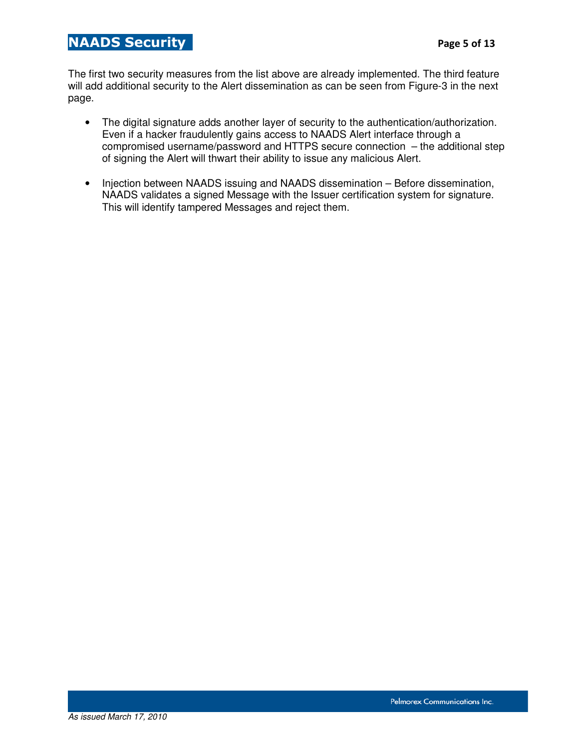The first two security measures from the list above are already implemented. The third feature will add additional security to the Alert dissemination as can be seen from Figure-3 in the next page.

- The digital signature adds another layer of security to the authentication/authorization. Even if a hacker fraudulently gains access to NAADS Alert interface through a compromised username/password and HTTPS secure connection – the additional step of signing the Alert will thwart their ability to issue any malicious Alert.

- Injection between NAADS issuing and NAADS dissemination – Before dissemination, NAADS validates a signed Message with the Issuer certification system for signature. This will identify tampered Messages and reject them.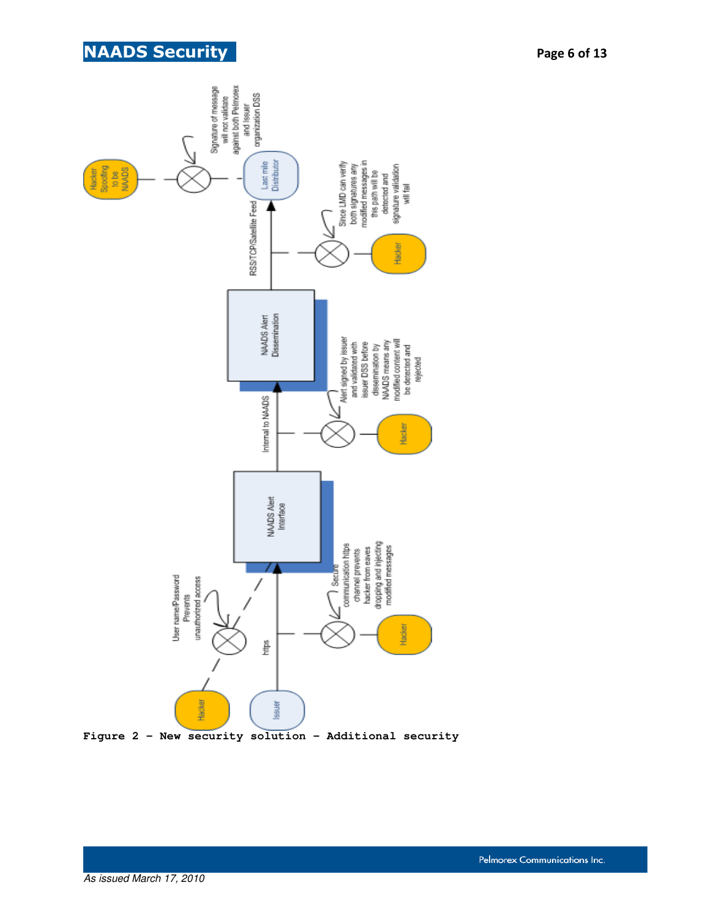Figure 2 – New security solution – Additional security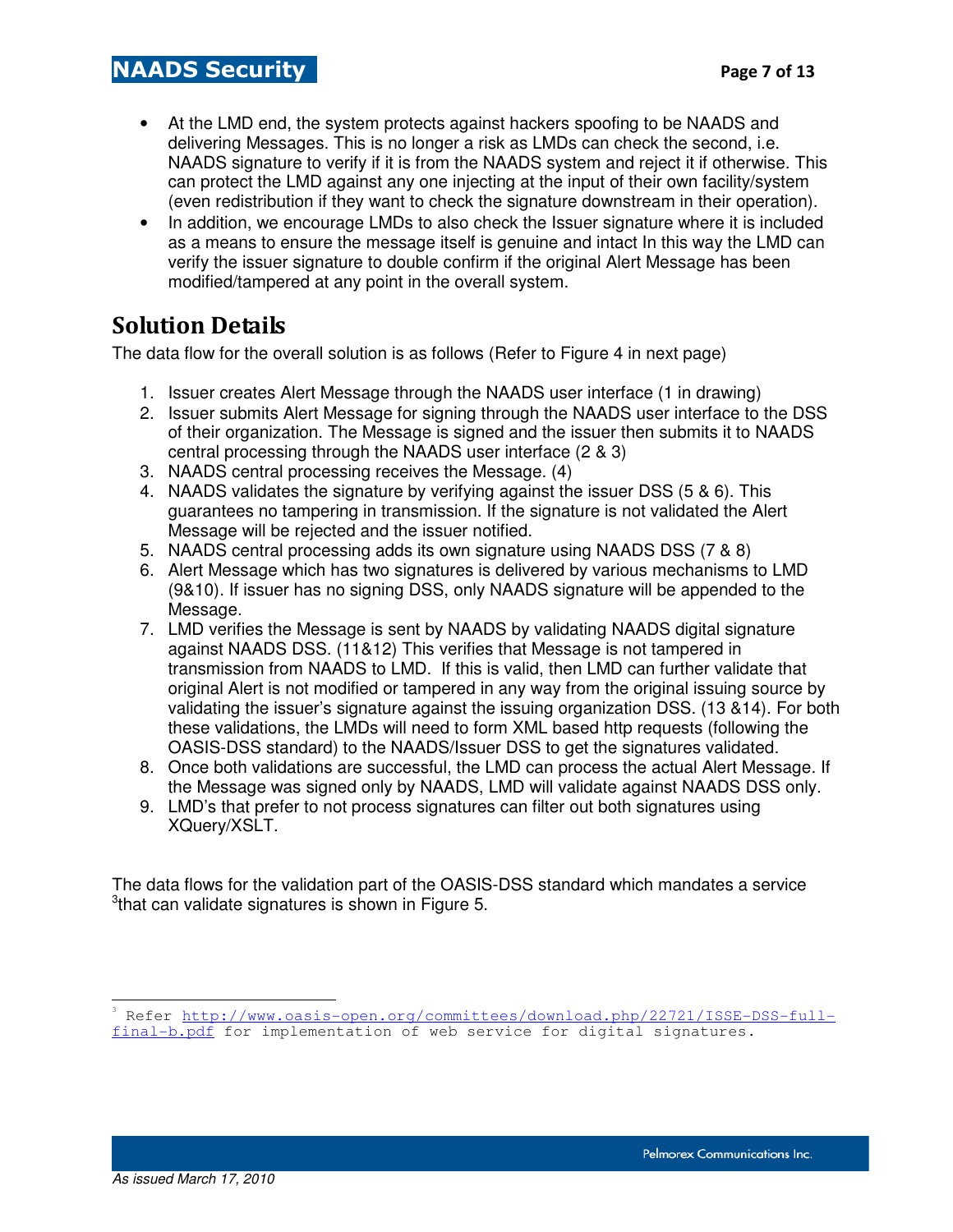- At the LMD end, the system protects against hackers spoofing to be NAADS and delivering Messages. This is no longer a risk as LMDs can check the second, i.e. NAADS signature to verify if it is from the NAADS system and reject it if otherwise. This can protect the LMD against any one injecting at the input of their own facility/system (even redistribution if they want to check the signature downstream in their operation).
- In addition, we encourage LMDs to also check the Issuer signature where it is included as a means to ensure the message itself is genuine and intact In this way the LMD can verify the issuer signature to double confirm if the original Alert Message has been modified/tampered at any point in the overall system.

## Solution Details

The data flow for the overall solution is as follows (Refer to Figure 4 in next page)

1. Issuer creates Alert Message through the NAADS user interface (1 in drawing)
2. Issuer submits Alert Message for signing through the NAADS user interface to the DSS of their organization. The Message is signed and the issuer then submits it to NAADS central processing through the NAADS user interface (2 & 3)
3. NAADS central processing receives the Message. (4)
4. NAADS validates the signature by verifying against the issuer DSS (5 & 6). This guarantees no tampering in transmission. If the signature is not validated the Alert Message will be rejected and the issuer notified.
5. NAADS central processing adds its own signature using NAADS DSS (7 & 8)
6. Alert Message which has two signatures is delivered by various mechanisms to LMD (9&10). If issuer has no signing DSS, only NAADS signature will be appended to the Message.
7. LMD verifies the Message is sent by NAADS by validating NAADS digital signature against NAADS DSS. (11&12) This verifies that Message is not tampered in transmission from NAADS to LMD. If this is valid, then LMD can further validate that original Alert is not modified or tampered in any way from the original issuing source by validating the issuer's signature against the issuing organization DSS. (13 &14). For both these validations, the LMDs will need to form XML based http requests (following the OASIS-DSS standard) to the NAADS/Issuer DSS to get the signatures validated.
8. Once both validations are successful, the LMD can process the actual Alert Message. If the Message was signed only by NAADS, LMD will validate against NAADS DSS only.
9. LMD's that prefer to not process signatures can filter out both signatures using XQuery/XSLT.

The data flows for the validation part of the OASIS-DSS standard which mandates a service [3]that can validate signatures is shown in Figure 5.

[3] Refer http://www.oasis-open.org/committees/download.php/22721/ISSE-DSS-full-final-b.pdf for implementation of web service for digital signatures.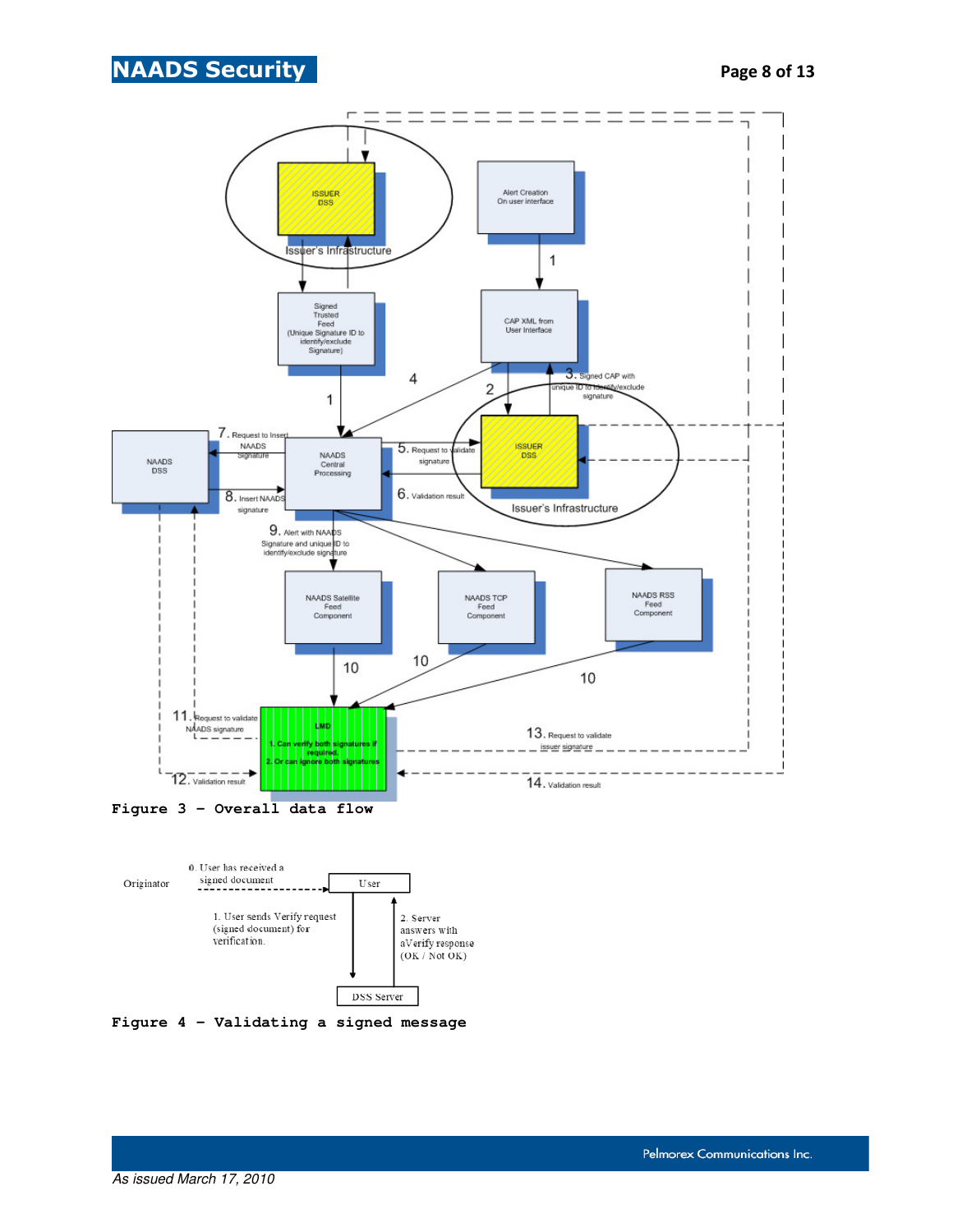Figure 3 – Overall data flow

Figure 4 – Validating a signed message

*As issued March 17, 2010*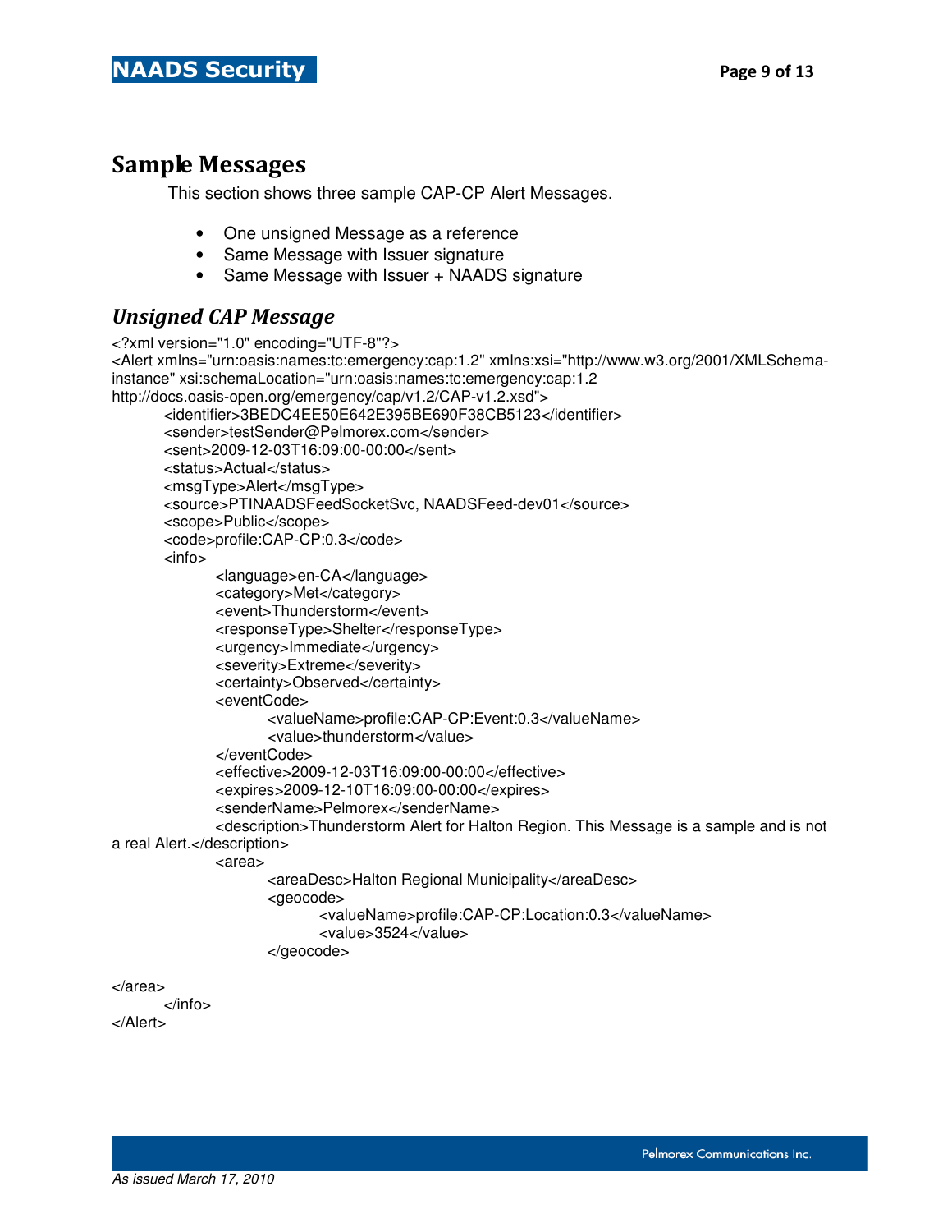## Sample Messages

This section shows three sample CAP-CP Alert Messages.

- One unsigned Message as a reference
- Same Message with Issuer signature
- Same Message with Issuer + NAADS signature

### *Unsigned CAP Message*

```
<?xml version="1.0" encoding="UTF-8"?>
<Alert xmlns="urn:oasis:names:tc:emergency:cap:1.2" xmlns:xsi="http://www.w3.org/2001/XMLSchema-instance" xsi:schemaLocation="urn:oasis:names:tc:emergency:cap:1.2
http://docs.oasis-open.org/emergency/cap/v1.2/CAP-v1.2.xsd">
	<identifier>3BEDC4EE50E642E395BE690F38CB5123</identifier>
	<sender>testSender@Pelmorex.com</sender>
	<sent>2009-12-03T16:09:00-00:00</sent>
	<status>Actual</status>
	<msgType>Alert</msgType>
	<source>PTINAADSFeedSocketSvc, NAADSFeed-dev01</source>
	<scope>Public</scope>
	<code>profile:CAP-CP:0.3</code>
	<info>
		<language>en-CA</language>
		<category>Met</category>
		<event>Thunderstorm</event>
		<responseType>Shelter</responseType>
		<urgency>Immediate</urgency>
		<severity>Extreme</severity>
		<certainty>Observed</certainty>
		<eventCode>
			<valueName>profile:CAP-CP:Event:0.3</valueName>
			<value>thunderstorm</value>
		</eventCode>
		<effective>2009-12-03T16:09:00-00:00</effective>
		<expires>2009-12-10T16:09:00-00:00</expires>
		<senderName>Pelmorex</senderName>
		<description>Thunderstorm Alert for Halton Region. This Message is a sample and is not a real Alert.</description>
		<area>
			<areaDesc>Halton Regional Municipality</areaDesc>
			<geocode>
				<valueName>profile:CAP-CP:Location:0.3</valueName>
				<value>3524</value>
			</geocode>

</area>
	</info>
</Alert>
```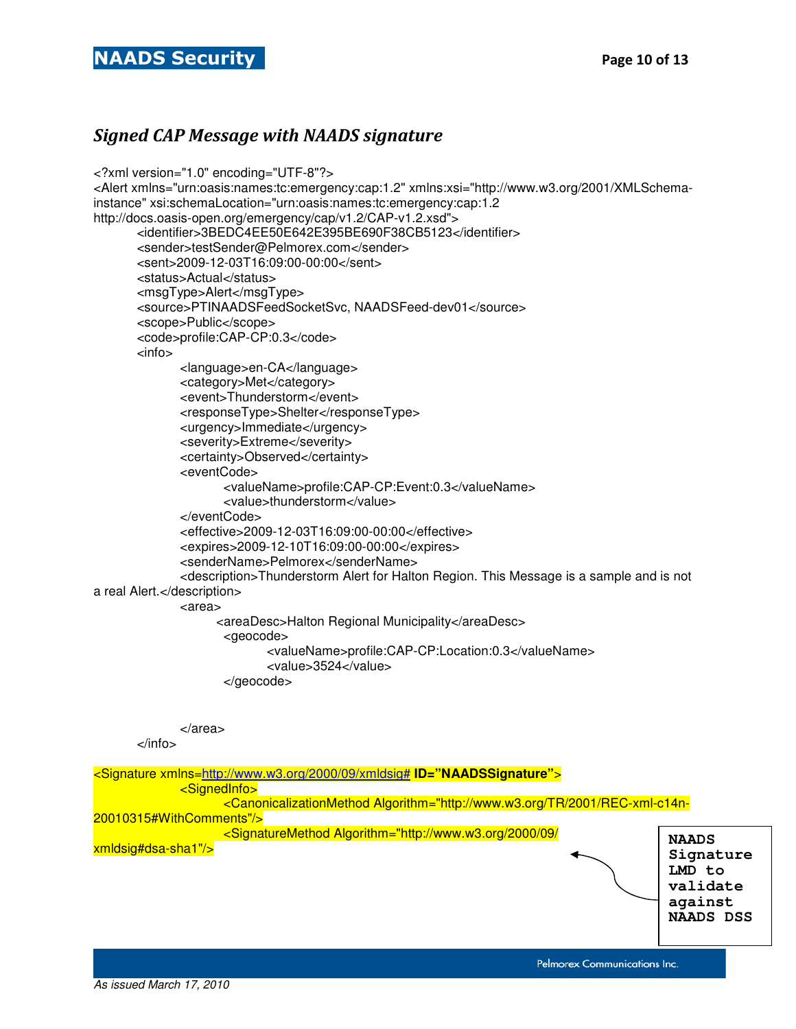## *Signed CAP Message with NAADS signature*

```
<?xml version="1.0" encoding="UTF-8"?>
<Alert xmlns="urn:oasis:names:tc:emergency:cap:1.2" xmlns:xsi="http://www.w3.org/2001/XMLSchema-instance" xsi:schemaLocation="urn:oasis:names:tc:emergency:cap:1.2 http://docs.oasis-open.org/emergency/cap/v1.2/CAP-v1.2.xsd">
	<identifier>3BEDC4EE50E642E395BE690F38CB5123</identifier>
	<sender>testSender@Pelmorex.com</sender>
	<sent>2009-12-03T16:09:00-00:00</sent>
	<status>Actual</status>
	<msgType>Alert</msgType>
	<source>PTINAADSFeedSocketSvc, NAADSFeed-dev01</source>
	<scope>Public</scope>
	<code>profile:CAP-CP:0.3</code>
	<info>
		<language>en-CA</language>
		<category>Met</category>
		<event>Thunderstorm</event>
		<responseType>Shelter</responseType>
		<urgency>Immediate</urgency>
		<severity>Extreme</severity>
		<certainty>Observed</certainty>
		<eventCode>
			<valueName>profile:CAP-CP:Event:0.3</valueName>
			<value>thunderstorm</value>
		</eventCode>
		<effective>2009-12-03T16:09:00-00:00</effective>
		<expires>2009-12-10T16:09:00-00:00</expires>
		<senderName>Pelmorex</senderName>
		<description>Thunderstorm Alert for Halton Region. This Message is a sample and is not a real Alert.</description>
		<area>
			<areaDesc>Halton Regional Municipality</areaDesc>
			<geocode>
				<valueName>profile:CAP-CP:Location:0.3</valueName>
				<value>3524</value>
			</geocode>


		</area>
	</info>

<Signature xmlns=http://www.w3.org/2000/09/xmldsig# ID="NAADSSignature">
		<SignedInfo>
			<CanonicalizationMethod Algorithm="http://www.w3.org/TR/2001/REC-xml-c14n-20010315#WithComments"/>
			<SignatureMethod Algorithm="http://www.w3.org/2000/09/xmldsig#dsa-sha1"/>
```

**NAADS Signature LMD to validate against NAADS DSS**

*As issued March 17, 2010*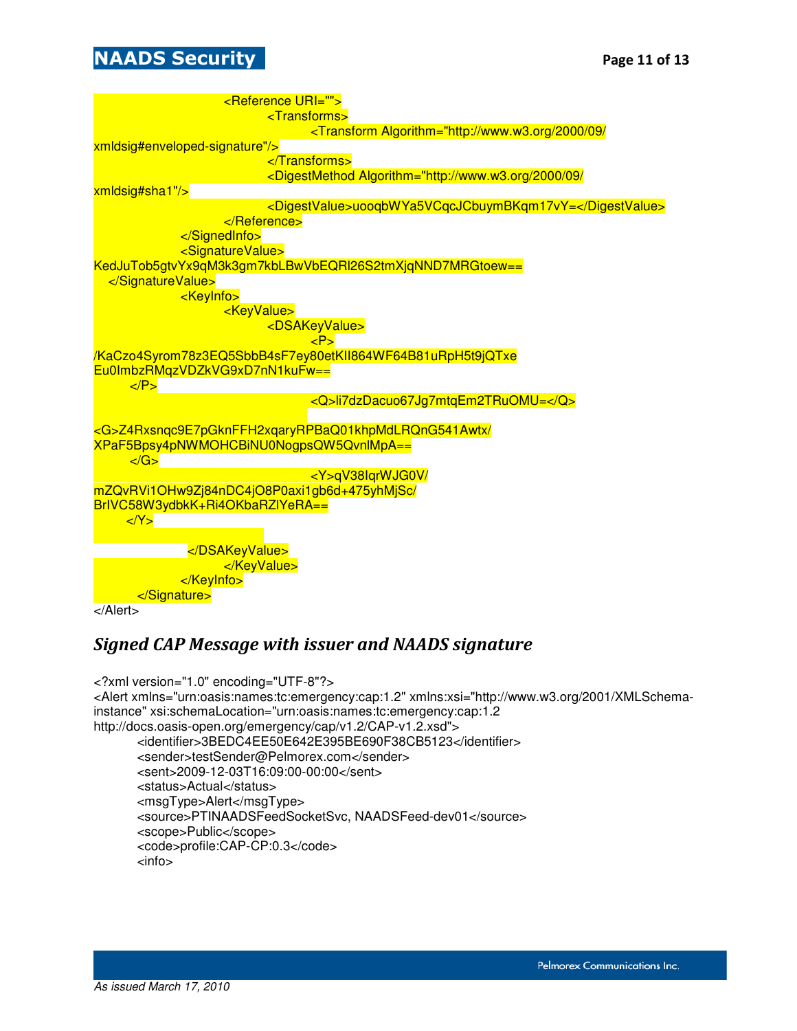```
                <Reference URI="">
                    <Transforms>
                        <Transform Algorithm="http://www.w3.org/2000/09/
xmldsig#enveloped-signature"/>
                    </Transforms>
                    <DigestMethod Algorithm="http://www.w3.org/2000/09/
xmldsig#sha1"/>
                    <DigestValue>uooqbWYa5VCqcJCbuymBKqm17vY=</DigestValue>
                </Reference>
            </SignedInfo>
            <SignatureValue>
KedJuTob5gtvYx9qM3k3gm7kbLBwVbEQRl26S2tmXjqNND7MRGtoew==
   </SignatureValue>
            <KeyInfo>
                <KeyValue>
                    <DSAKeyValue>
                        <P>
/KaCzo4Syrom78z3EQ5SbbB4sF7ey80etKII864WF64B81uRpH5t9jQTxe
Eu0ImbzRMqzVDZkVG9xD7nN1kuFw==
      </P>
                        <Q>li7dzDacuo67Jg7mtqEm2TRuOMU=</Q>

<G>Z4Rxsnqc9E7pGknFFH2xqaryRPBaQ01khpMdLRQnG541Awtx/
XPaF5Bpsy4pNWMOHCBiNU0NogpsQW5QvnlMpA==
      </G>
                        <Y>qV38IqrWJG0V/
mZQvRVi1OHw9Zj84nDC4jO8P0axi1gb6d+475yhMjSc/
BrIVC58W3ydbkK+Ri4OKbaRZlYeRA==
      </Y>

              </DSAKeyValue>
                </KeyValue>
            </KeyInfo>
        </Signature>
</Alert>
```

### *Signed CAP Message with issuer and NAADS signature*

```
<?xml version="1.0" encoding="UTF-8"?>
<Alert xmlns="urn:oasis:names:tc:emergency:cap:1.2" xmlns:xsi="http://www.w3.org/2001/XMLSchema-
instance" xsi:schemaLocation="urn:oasis:names:tc:emergency:cap:1.2
http://docs.oasis-open.org/emergency/cap/v1.2/CAP-v1.2.xsd">
        <identifier>3BEDC4EE50E642E395BE690F38CB5123</identifier>
        <sender>testSender@Pelmorex.com</sender>
        <sent>2009-12-03T16:09:00-00:00</sent>
        <status>Actual</status>
        <msgType>Alert</msgType>
        <source>PTINAADSFeedSocketSvc, NAADSFeed-dev01</source>
        <scope>Public</scope>
        <code>profile:CAP-CP:0.3</code>
        <info>
```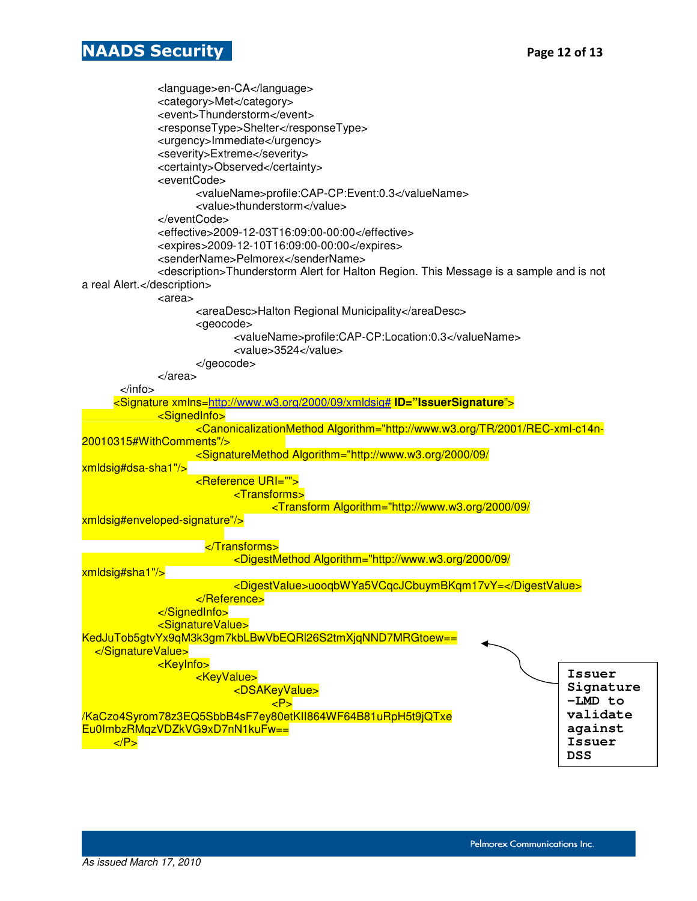```xml
                <language>en-CA</language>
                <category>Met</category>
                <event>Thunderstorm</event>
                <responseType>Shelter</responseType>
                <urgency>Immediate</urgency>
                <severity>Extreme</severity>
                <certainty>Observed</certainty>
                <eventCode>
                        <valueName>profile:CAP-CP:Event:0.3</valueName>
                        <value>thunderstorm</value>
                </eventCode>
                <effective>2009-12-03T16:09:00-00:00</effective>
                <expires>2009-12-10T16:09:00-00:00</expires>
                <senderName>Pelmorex</senderName>
                <description>Thunderstorm Alert for Halton Region. This Message is a sample and is not
a real Alert.</description>
                <area>
                        <areaDesc>Halton Regional Municipality</areaDesc>
                        <geocode>
                                <valueName>profile:CAP-CP:Location:0.3</valueName>
                                <value>3524</value>
                        </geocode>
                </area>
        </info>
        <Signature xmlns=http://www.w3.org/2000/09/xmldsig# ID="IssuerSignature">
                <SignedInfo>
                        <CanonicalizationMethod Algorithm="http://www.w3.org/TR/2001/REC-xml-c14n-
20010315#WithComments"/>
                        <SignatureMethod Algorithm="http://www.w3.org/2000/09/
xmldsig#dsa-sha1"/>
                        <Reference URI="">
                                <Transforms>
                                        <Transform Algorithm="http://www.w3.org/2000/09/
xmldsig#enveloped-signature"/>

                                </Transforms>
                                <DigestMethod Algorithm="http://www.w3.org/2000/09/
xmldsig#sha1"/>
                                <DigestValue>uooqbWYa5VCqcJCbuymBKqm17vY=</DigestValue>
                        </Reference>
                </SignedInfo>
                <SignatureValue>
KedJuTob5gtvYx9qM3k3gm7kbLBwVbEQRl26S2tmXjqNND7MRGtoew==
   </SignatureValue>
                <KeyInfo>
                        <KeyValue>
                                <DSAKeyValue>
                                        <P>
/KaCzo4Syrom78z3EQ5SbbB4sF7ey80etKII864WF64B81uRpH5t9jQTxe
Eu0ImbzRMqzVDZkVG9xD7nN1kuFw==
        </P>
```

Issuer Signature -LMD to validate against Issuer DSS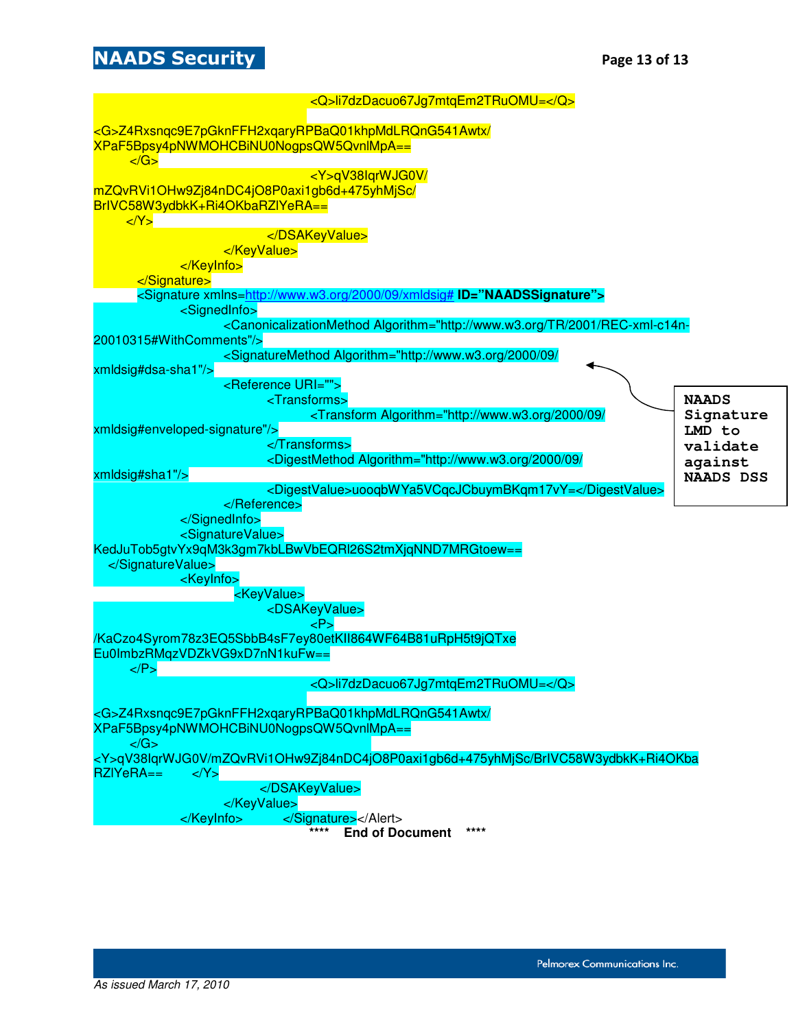```
<Q>li7dzDacuo67Jg7mtqEm2TRuOMU=</Q>

<G>Z4Rxsnqc9E7pGknFFH2xqaryRPBaQ01khpMdLRQnG541Awtx/
XPaF5Bpsy4pNWMOHCBiNU0NogpsQW5QvnlMpA==
        </G>
                    <Y>qV38IqrWJG0V/
mZQvRVi1OHw9Zj84nDC4jO8P0axi1gb6d+475yhMjSc/
BrIVC58W3ydbkK+Ri4OKbaRZlYeRA==
        </Y>
                    </DSAKeyValue>
                </KeyValue>
            </KeyInfo>
        </Signature>
        <Signature xmlns=http://www.w3.org/2000/09/xmldsig# ID="NAADSSignature">
            <SignedInfo>
                <CanonicalizationMethod Algorithm="http://www.w3.org/TR/2001/REC-xml-c14n-
20010315#WithComments"/>
                <SignatureMethod Algorithm="http://www.w3.org/2000/09/
xmldsig#dsa-sha1"/>
                <Reference URI="">
                    <Transforms>
                        <Transform Algorithm="http://www.w3.org/2000/09/
xmldsig#enveloped-signature"/>
                    </Transforms>
                    <DigestMethod Algorithm="http://www.w3.org/2000/09/
xmldsig#sha1"/>
                    <DigestValue>uooqbWYa5VCqcJCbuymBKqm17vY=</DigestValue>
                </Reference>
            </SignedInfo>
            <SignatureValue>
KedJuTob5gtvYx9qM3k3gm7kbLBwVbEQRl26S2tmXjqNND7MRGtoew==
    </SignatureValue>
            <KeyInfo>
                <KeyValue>
                    <DSAKeyValue>
                        <P>
/KaCzo4Syrom78z3EQ5SbbB4sF7ey80etKlI864WF64B81uRpH5t9jQTxe
Eu0lmbzRMqzVDZkVG9xD7nN1kuFw==
        </P>
                        <Q>li7dzDacuo67Jg7mtqEm2TRuOMU=</Q>

<G>Z4Rxsnqc9E7pGknFFH2xqaryRPBaQ01khpMdLRQnG541Awtx/
XPaF5Bpsy4pNWMOHCBiNU0NogpsQW5QvnlMpA==
        </G>
<Y>qV38IqrWJG0V/mZQvRVi1OHw9Zj84nDC4jO8P0axi1gb6d+475yhMjSc/BrIVC58W3ydbkK+Ri4OKba
RZlYeRA==       </Y>
                    </DSAKeyValue>
                </KeyValue>
            </KeyInfo>          </Signature></Alert>
```

NAADS Signature LMD to validate against NAADS DSS

**\*\*\*\*   End of Document   \*\*\*\***

*As issued March 17, 2010*